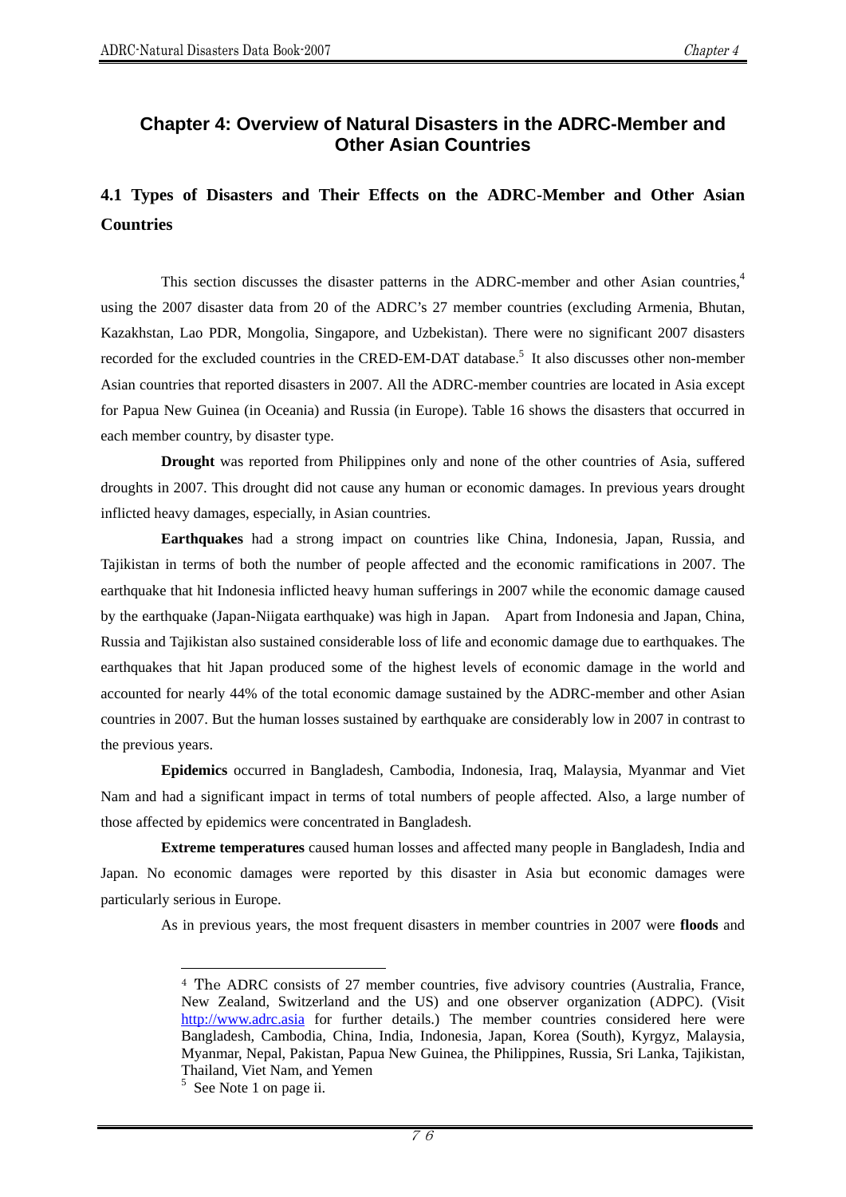# Chapter 4: Overview of Natural Disasters in the ADRC-Member and Other Asian Countries

## 4.1 Types of Disasters and Their Effects on the ADRC-Member and Other Asian Countries

This section discusses the disaster patterns in the ADRC-member and other Asian countries,[4] using the 2007 disaster data from 20 of the ADRC's 27 member countries (excluding Armenia, Bhutan, Kazakhstan, Lao PDR, Mongolia, Singapore, and Uzbekistan). There were no significant 2007 disasters recorded for the excluded countries in the CRED-EM-DAT database.[5] It also discusses other non-member Asian countries that reported disasters in 2007. All the ADRC-member countries are located in Asia except for Papua New Guinea (in Oceania) and Russia (in Europe). Table 16 shows the disasters that occurred in each member country, by disaster type.

**Drought** was reported from Philippines only and none of the other countries of Asia, suffered droughts in 2007. This drought did not cause any human or economic damages. In previous years drought inflicted heavy damages, especially, in Asian countries.

**Earthquakes** had a strong impact on countries like China, Indonesia, Japan, Russia, and Tajikistan in terms of both the number of people affected and the economic ramifications in 2007. The earthquake that hit Indonesia inflicted heavy human sufferings in 2007 while the economic damage caused by the earthquake (Japan-Niigata earthquake) was high in Japan. Apart from Indonesia and Japan, China, Russia and Tajikistan also sustained considerable loss of life and economic damage due to earthquakes. The earthquakes that hit Japan produced some of the highest levels of economic damage in the world and accounted for nearly 44% of the total economic damage sustained by the ADRC-member and other Asian countries in 2007. But the human losses sustained by earthquake are considerably low in 2007 in contrast to the previous years.

**Epidemics** occurred in Bangladesh, Cambodia, Indonesia, Iraq, Malaysia, Myanmar and Viet Nam and had a significant impact in terms of total numbers of people affected. Also, a large number of those affected by epidemics were concentrated in Bangladesh.

**Extreme temperatures** caused human losses and affected many people in Bangladesh, India and Japan. No economic damages were reported by this disaster in Asia but economic damages were particularly serious in Europe.

As in previous years, the most frequent disasters in member countries in 2007 were **floods** and

---

[4] The ADRC consists of 27 member countries, five advisory countries (Australia, France, New Zealand, Switzerland and the US) and one observer organization (ADPC). (Visit http://www.adrc.asia for further details.) The member countries considered here were Bangladesh, Cambodia, China, India, Indonesia, Japan, Korea (South), Kyrgyz, Malaysia, Myanmar, Nepal, Pakistan, Papua New Guinea, the Philippines, Russia, Sri Lanka, Tajikistan, Thailand, Viet Nam, and Yemen

[5] See Note 1 on page ii.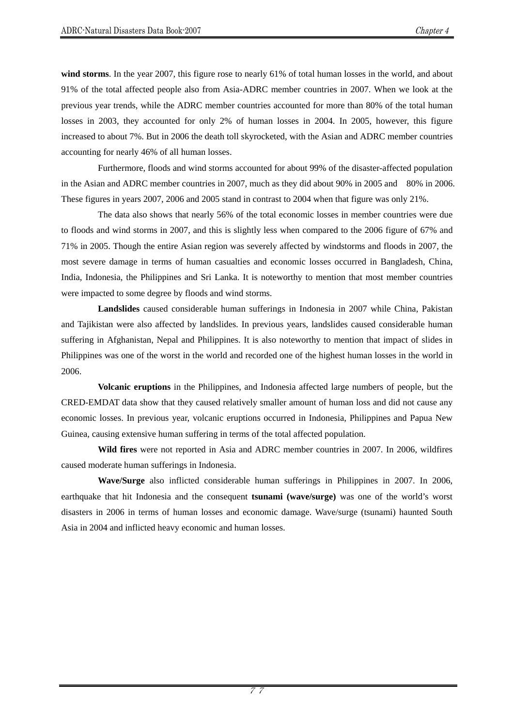**wind storms**. In the year 2007, this figure rose to nearly 61% of total human losses in the world, and about 91% of the total affected people also from Asia-ADRC member countries in 2007. When we look at the previous year trends, while the ADRC member countries accounted for more than 80% of the total human losses in 2003, they accounted for only 2% of human losses in 2004. In 2005, however, this figure increased to about 7%. But in 2006 the death toll skyrocketed, with the Asian and ADRC member countries accounting for nearly 46% of all human losses.

Furthermore, floods and wind storms accounted for about 99% of the disaster-affected population in the Asian and ADRC member countries in 2007, much as they did about 90% in 2005 and 80% in 2006. These figures in years 2007, 2006 and 2005 stand in contrast to 2004 when that figure was only 21%.

The data also shows that nearly 56% of the total economic losses in member countries were due to floods and wind storms in 2007, and this is slightly less when compared to the 2006 figure of 67% and 71% in 2005. Though the entire Asian region was severely affected by windstorms and floods in 2007, the most severe damage in terms of human casualties and economic losses occurred in Bangladesh, China, India, Indonesia, the Philippines and Sri Lanka. It is noteworthy to mention that most member countries were impacted to some degree by floods and wind storms.

**Landslides** caused considerable human sufferings in Indonesia in 2007 while China, Pakistan and Tajikistan were also affected by landslides. In previous years, landslides caused considerable human suffering in Afghanistan, Nepal and Philippines. It is also noteworthy to mention that impact of slides in Philippines was one of the worst in the world and recorded one of the highest human losses in the world in 2006.

**Volcanic eruptions** in the Philippines, and Indonesia affected large numbers of people, but the CRED-EMDAT data show that they caused relatively smaller amount of human loss and did not cause any economic losses. In previous year, volcanic eruptions occurred in Indonesia, Philippines and Papua New Guinea, causing extensive human suffering in terms of the total affected population.

**Wild fires** were not reported in Asia and ADRC member countries in 2007. In 2006, wildfires caused moderate human sufferings in Indonesia.

**Wave/Surge** also inflicted considerable human sufferings in Philippines in 2007. In 2006, earthquake that hit Indonesia and the consequent **tsunami (wave/surge)** was one of the world's worst disasters in 2006 in terms of human losses and economic damage. Wave/surge (tsunami) haunted South Asia in 2004 and inflicted heavy economic and human losses.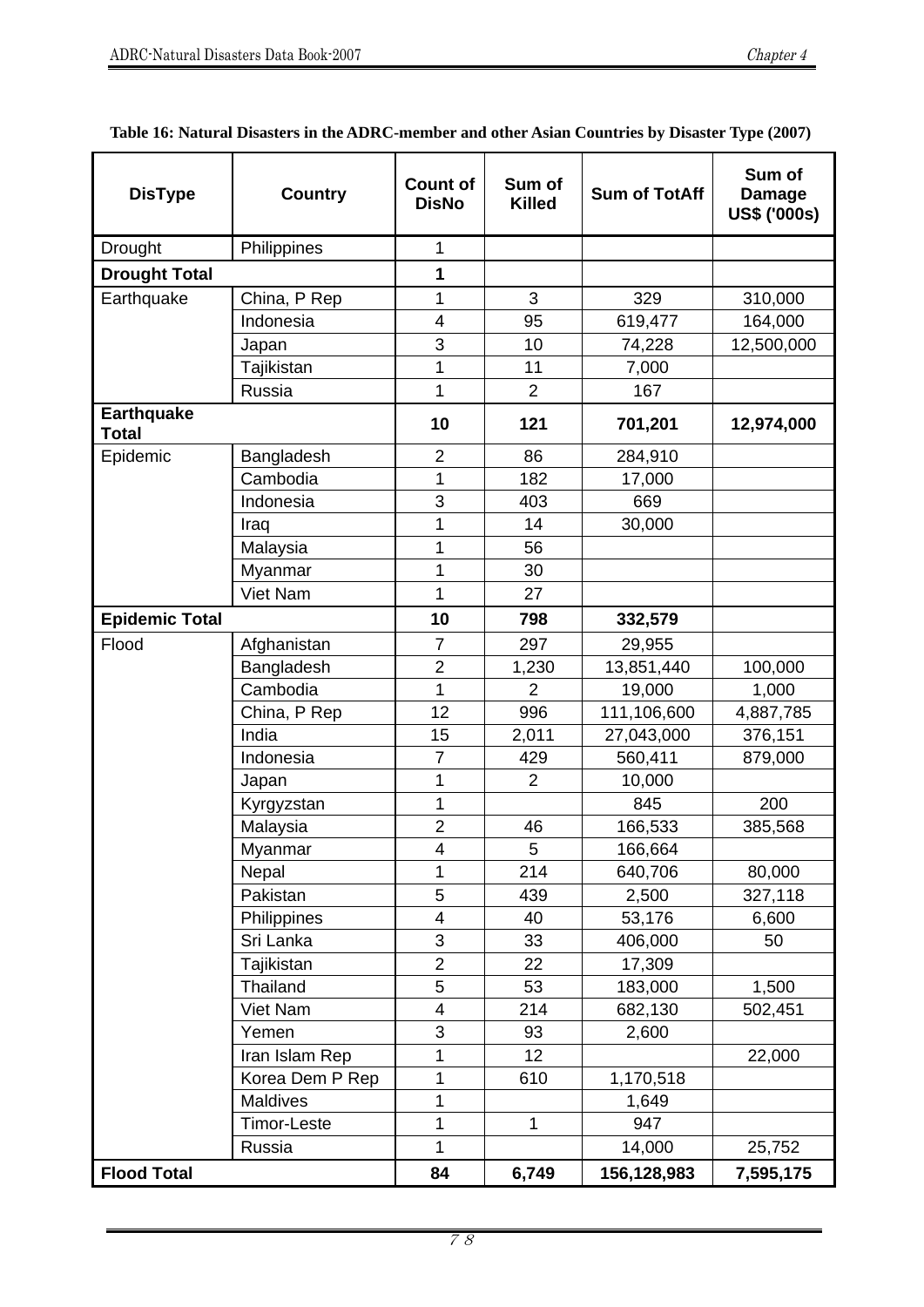**Table 16: Natural Disasters in the ADRC-member and other Asian Countries by Disaster Type (2007)**

| DisType | Country | Count of DisNo | Sum of Killed | Sum of TotAff | Sum of Damage US$ ('000s) |
|---|---|---|---|---|---|
| Drought | Philippines | 1 | | | |
| **Drought Total** | | **1** | | | |
| Earthquake | China, P Rep | 1 | 3 | 329 | 310,000 |
| | Indonesia | 4 | 95 | 619,477 | 164,000 |
| | Japan | 3 | 10 | 74,228 | 12,500,000 |
| | Tajikistan | 1 | 11 | 7,000 | |
| | Russia | 1 | 2 | 167 | |
| **Earthquake Total** | | **10** | **121** | **701,201** | **12,974,000** |
| Epidemic | Bangladesh | 2 | 86 | 284,910 | |
| | Cambodia | 1 | 182 | 17,000 | |
| | Indonesia | 3 | 403 | 669 | |
| | Iraq | 1 | 14 | 30,000 | |
| | Malaysia | 1 | 56 | | |
| | Myanmar | 1 | 30 | | |
| | Viet Nam | 1 | 27 | | |
| **Epidemic Total** | | **10** | **798** | **332,579** | |
| Flood | Afghanistan | 7 | 297 | 29,955 | |
| | Bangladesh | 2 | 1,230 | 13,851,440 | 100,000 |
| | Cambodia | 1 | 2 | 19,000 | 1,000 |
| | China, P Rep | 12 | 996 | 111,106,600 | 4,887,785 |
| | India | 15 | 2,011 | 27,043,000 | 376,151 |
| | Indonesia | 7 | 429 | 560,411 | 879,000 |
| | Japan | 1 | 2 | 10,000 | |
| | Kyrgyzstan | 1 | | 845 | 200 |
| | Malaysia | 2 | 46 | 166,533 | 385,568 |
| | Myanmar | 4 | 5 | 166,664 | |
| | Nepal | 1 | 214 | 640,706 | 80,000 |
| | Pakistan | 5 | 439 | 2,500 | 327,118 |
| | Philippines | 4 | 40 | 53,176 | 6,600 |
| | Sri Lanka | 3 | 33 | 406,000 | 50 |
| | Tajikistan | 2 | 22 | 17,309 | |
| | Thailand | 5 | 53 | 183,000 | 1,500 |
| | Viet Nam | 4 | 214 | 682,130 | 502,451 |
| | Yemen | 3 | 93 | 2,600 | |
| | Iran Islam Rep | 1 | 12 | | 22,000 |
| | Korea Dem P Rep | 1 | 610 | 1,170,518 | |
| | Maldives | 1 | | 1,649 | |
| | Timor-Leste | 1 | 1 | 947 | |
| | Russia | 1 | | 14,000 | 25,752 |
| **Flood Total** | | **84** | **6,749** | **156,128,983** | **7,595,175** |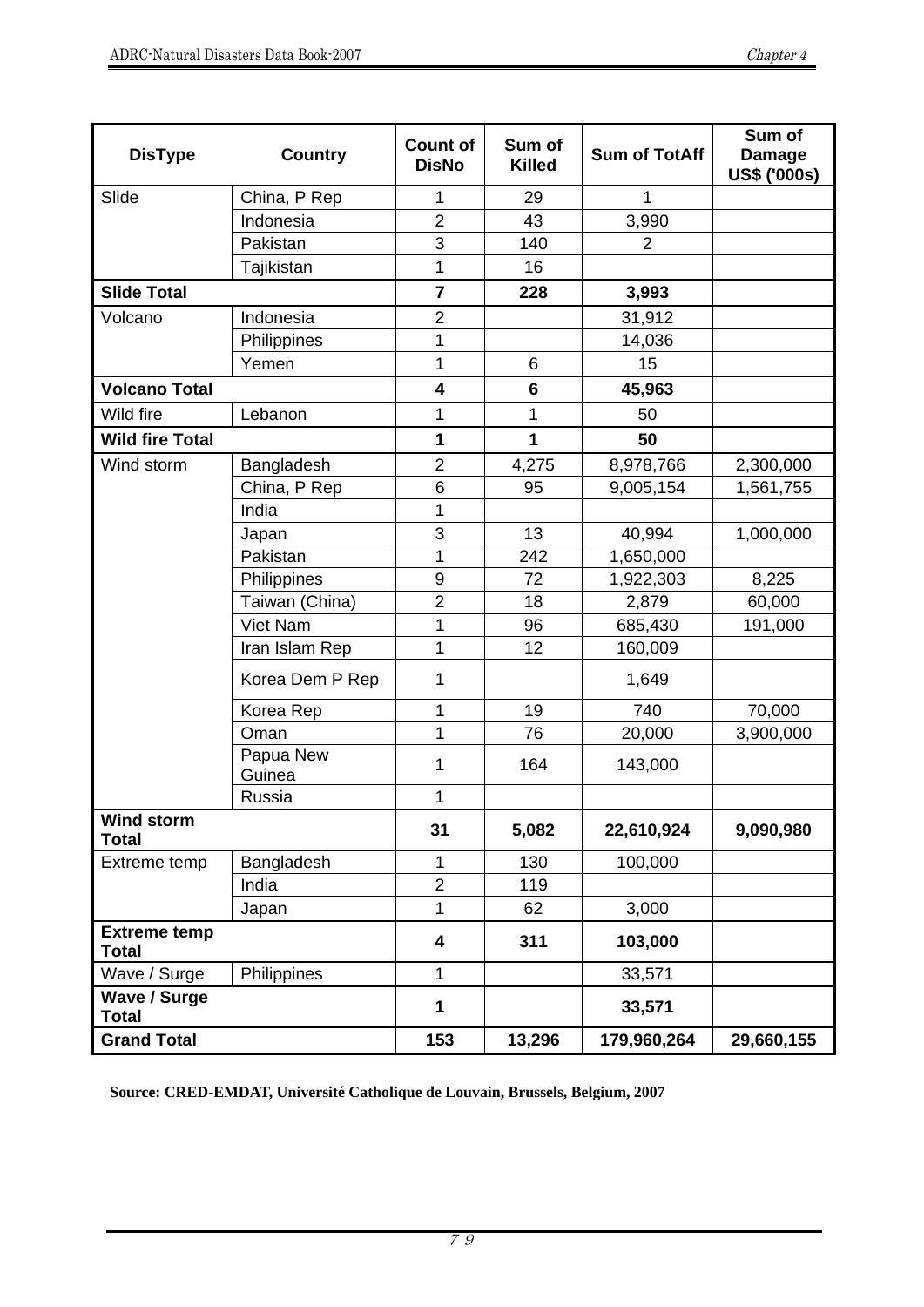| DisType | Country | Count of DisNo | Sum of Killed | Sum of TotAff | Sum of Damage US$ ('000s) |
|---|---|---|---|---|---|
| Slide | China, P Rep | 1 | 29 | 1 | |
| | Indonesia | 2 | 43 | 3,990 | |
| | Pakistan | 3 | 140 | 2 | |
| | Tajikistan | 1 | 16 | | |
| **Slide Total** | | **7** | **228** | **3,993** | |
| Volcano | Indonesia | 2 | | 31,912 | |
| | Philippines | 1 | | 14,036 | |
| | Yemen | 1 | 6 | 15 | |
| **Volcano Total** | | **4** | **6** | **45,963** | |
| Wild fire | Lebanon | 1 | 1 | 50 | |
| **Wild fire Total** | | **1** | **1** | **50** | |
| Wind storm | Bangladesh | 2 | 4,275 | 8,978,766 | 2,300,000 |
| | China, P Rep | 6 | 95 | 9,005,154 | 1,561,755 |
| | India | 1 | | | |
| | Japan | 3 | 13 | 40,994 | 1,000,000 |
| | Pakistan | 1 | 242 | 1,650,000 | |
| | Philippines | 9 | 72 | 1,922,303 | 8,225 |
| | Taiwan (China) | 2 | 18 | 2,879 | 60,000 |
| | Viet Nam | 1 | 96 | 685,430 | 191,000 |
| | Iran Islam Rep | 1 | 12 | 160,009 | |
| | Korea Dem P Rep | 1 | | 1,649 | |
| | Korea Rep | 1 | 19 | 740 | 70,000 |
| | Oman | 1 | 76 | 20,000 | 3,900,000 |
| | Papua New Guinea | 1 | 164 | 143,000 | |
| | Russia | 1 | | | |
| **Wind storm Total** | | **31** | **5,082** | **22,610,924** | **9,090,980** |
| Extreme temp | Bangladesh | 1 | 130 | 100,000 | |
| | India | 2 | 119 | | |
| | Japan | 1 | 62 | 3,000 | |
| **Extreme temp Total** | | **4** | **311** | **103,000** | |
| Wave / Surge | Philippines | 1 | | 33,571 | |
| **Wave / Surge Total** | | **1** | | **33,571** | |
| **Grand Total** | | **153** | **13,296** | **179,960,264** | **29,660,155** |

**Source: CRED-EMDAT, Université Catholique de Louvain, Brussels, Belgium, 2007**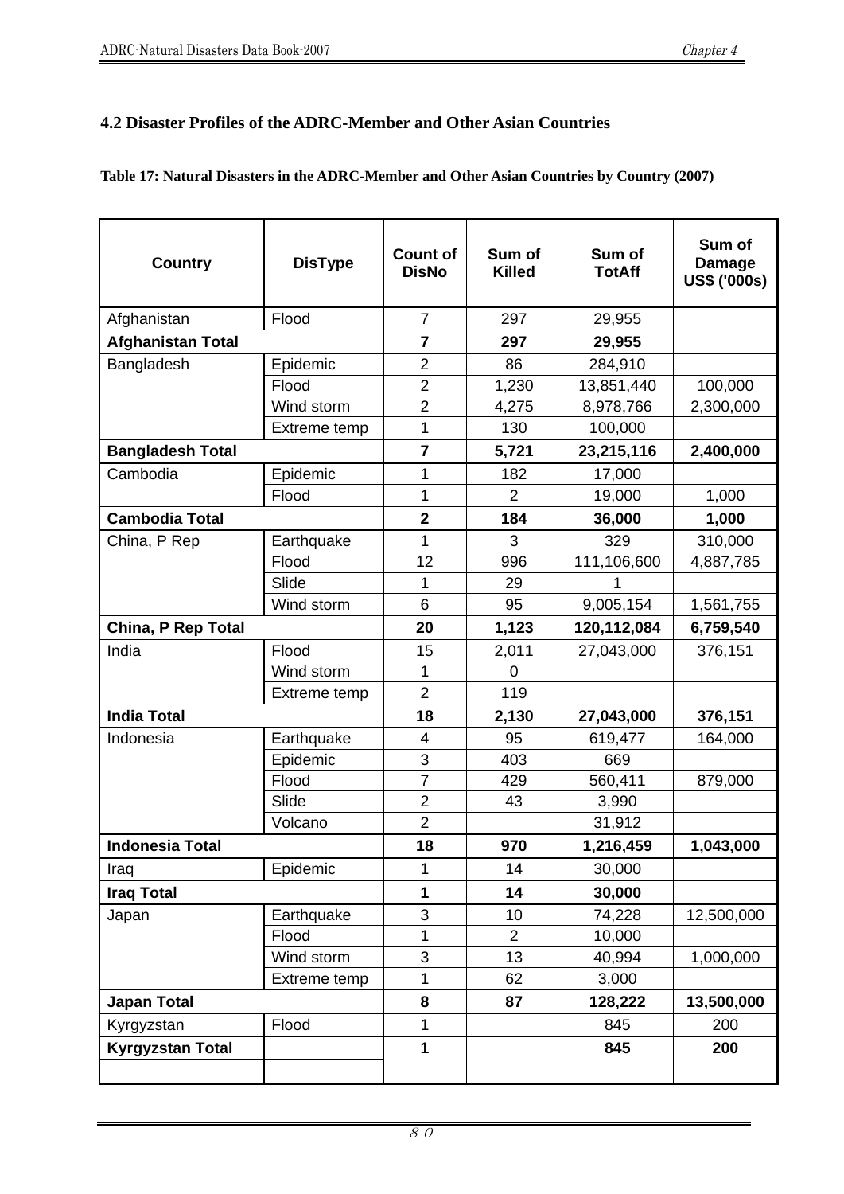## 4.2 Disaster Profiles of the ADRC-Member and Other Asian Countries

**Table 17: Natural Disasters in the ADRC-Member and Other Asian Countries by Country (2007)**

| Country | DisType | Count of DisNo | Sum of Killed | Sum of TotAff | Sum of Damage US$ ('000s) |
|---|---|---|---|---|---|
| Afghanistan | Flood | 7 | 297 | 29,955 | |
| **Afghanistan Total** | | **7** | **297** | **29,955** | |
| Bangladesh | Epidemic | 2 | 86 | 284,910 | |
| | Flood | 2 | 1,230 | 13,851,440 | 100,000 |
| | Wind storm | 2 | 4,275 | 8,978,766 | 2,300,000 |
| | Extreme temp | 1 | 130 | 100,000 | |
| **Bangladesh Total** | | **7** | **5,721** | **23,215,116** | **2,400,000** |
| Cambodia | Epidemic | 1 | 182 | 17,000 | |
| | Flood | 1 | 2 | 19,000 | 1,000 |
| **Cambodia Total** | | **2** | **184** | **36,000** | **1,000** |
| China, P Rep | Earthquake | 1 | 3 | 329 | 310,000 |
| | Flood | 12 | 996 | 111,106,600 | 4,887,785 |
| | Slide | 1 | 29 | 1 | |
| | Wind storm | 6 | 95 | 9,005,154 | 1,561,755 |
| **China, P Rep Total** | | **20** | **1,123** | **120,112,084** | **6,759,540** |
| India | Flood | 15 | 2,011 | 27,043,000 | 376,151 |
| | Wind storm | 1 | 0 | | |
| | Extreme temp | 2 | 119 | | |
| **India Total** | | **18** | **2,130** | **27,043,000** | **376,151** |
| Indonesia | Earthquake | 4 | 95 | 619,477 | 164,000 |
| | Epidemic | 3 | 403 | 669 | |
| | Flood | 7 | 429 | 560,411 | 879,000 |
| | Slide | 2 | 43 | 3,990 | |
| | Volcano | 2 | | 31,912 | |
| **Indonesia Total** | | **18** | **970** | **1,216,459** | **1,043,000** |
| Iraq | Epidemic | 1 | 14 | 30,000 | |
| **Iraq Total** | | **1** | **14** | **30,000** | |
| Japan | Earthquake | 3 | 10 | 74,228 | 12,500,000 |
| | Flood | 1 | 2 | 10,000 | |
| | Wind storm | 3 | 13 | 40,994 | 1,000,000 |
| | Extreme temp | 1 | 62 | 3,000 | |
| **Japan Total** | | **8** | **87** | **128,222** | **13,500,000** |
| Kyrgyzstan | Flood | 1 | | 845 | 200 |
| **Kyrgyzstan Total** | | **1** | | **845** | **200** |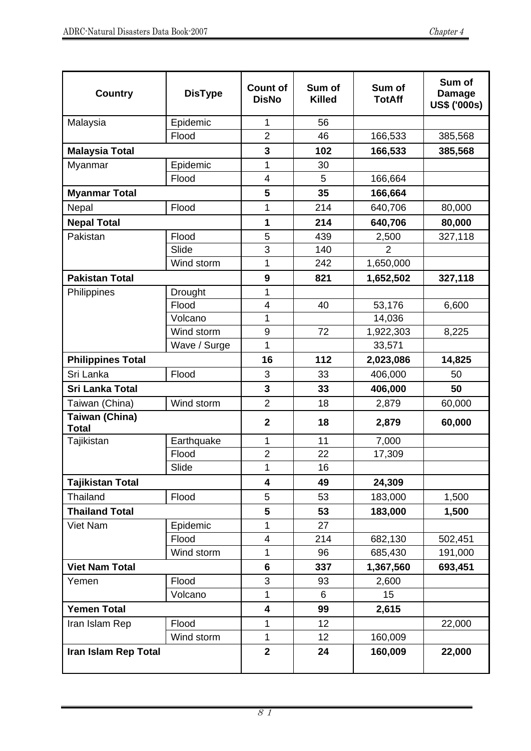| Country | DisType | Count of DisNo | Sum of Killed | Sum of TotAff | Sum of Damage US$ ('000s) |
|---|---|---|---|---|---|
| Malaysia | Epidemic | 1 | 56 | | |
| | Flood | 2 | 46 | 166,533 | 385,568 |
| **Malaysia Total** | | **3** | **102** | **166,533** | **385,568** |
| Myanmar | Epidemic | 1 | 30 | | |
| | Flood | 4 | 5 | 166,664 | |
| **Myanmar Total** | | **5** | **35** | **166,664** | |
| Nepal | Flood | 1 | 214 | 640,706 | 80,000 |
| **Nepal Total** | | **1** | **214** | **640,706** | **80,000** |
| Pakistan | Flood | 5 | 439 | 2,500 | 327,118 |
| | Slide | 3 | 140 | 2 | |
| | Wind storm | 1 | 242 | 1,650,000 | |
| **Pakistan Total** | | **9** | **821** | **1,652,502** | **327,118** |
| Philippines | Drought | 1 | | | |
| | Flood | 4 | 40 | 53,176 | 6,600 |
| | Volcano | 1 | | 14,036 | |
| | Wind storm | 9 | 72 | 1,922,303 | 8,225 |
| | Wave / Surge | 1 | | 33,571 | |
| **Philippines Total** | | **16** | **112** | **2,023,086** | **14,825** |
| Sri Lanka | Flood | 3 | 33 | 406,000 | 50 |
| **Sri Lanka Total** | | **3** | **33** | **406,000** | **50** |
| Taiwan (China) | Wind storm | 2 | 18 | 2,879 | 60,000 |
| **Taiwan (China) Total** | | **2** | **18** | **2,879** | **60,000** |
| Tajikistan | Earthquake | 1 | 11 | 7,000 | |
| | Flood | 2 | 22 | 17,309 | |
| | Slide | 1 | 16 | | |
| **Tajikistan Total** | | **4** | **49** | **24,309** | |
| Thailand | Flood | 5 | 53 | 183,000 | 1,500 |
| **Thailand Total** | | **5** | **53** | **183,000** | **1,500** |
| Viet Nam | Epidemic | 1 | 27 | | |
| | Flood | 4 | 214 | 682,130 | 502,451 |
| | Wind storm | 1 | 96 | 685,430 | 191,000 |
| **Viet Nam Total** | | **6** | **337** | **1,367,560** | **693,451** |
| Yemen | Flood | 3 | 93 | 2,600 | |
| | Volcano | 1 | 6 | 15 | |
| **Yemen Total** | | **4** | **99** | **2,615** | |
| Iran Islam Rep | Flood | 1 | 12 | | 22,000 |
| | Wind storm | 1 | 12 | 160,009 | |
| **Iran Islam Rep Total** | | **2** | **24** | **160,009** | **22,000** |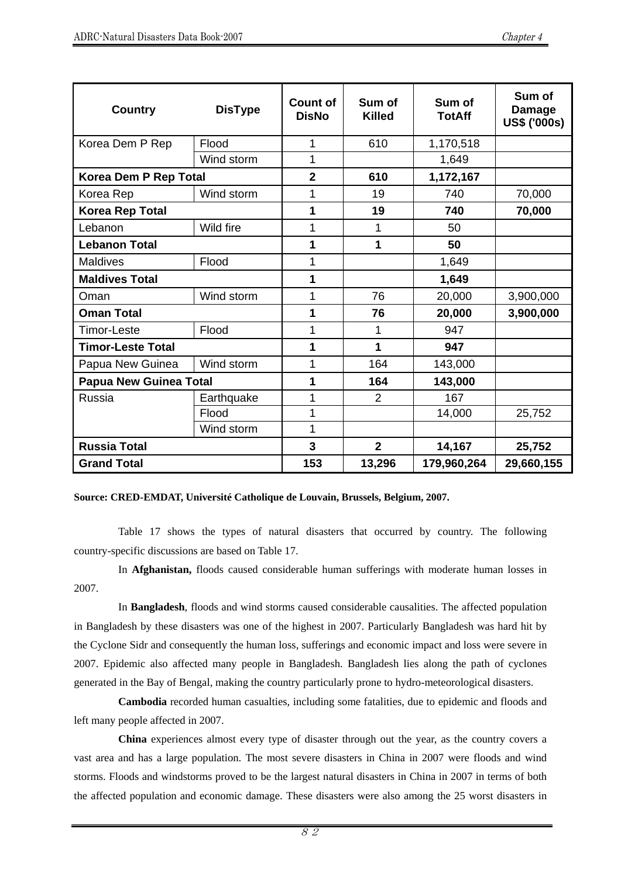| Country | DisType | Count of DisNo | Sum of Killed | Sum of TotAff | Sum of Damage US$ ('000s) |
|---|---|---|---|---|---|
| Korea Dem P Rep | Flood | 1 | 610 | 1,170,518 | |
| | Wind storm | 1 | | 1,649 | |
| **Korea Dem P Rep Total** | | **2** | **610** | **1,172,167** | |
| Korea Rep | Wind storm | 1 | 19 | 740 | 70,000 |
| **Korea Rep Total** | | **1** | **19** | **740** | **70,000** |
| Lebanon | Wild fire | 1 | 1 | 50 | |
| **Lebanon Total** | | **1** | **1** | **50** | |
| Maldives | Flood | 1 | | 1,649 | |
| **Maldives Total** | | **1** | | **1,649** | |
| Oman | Wind storm | 1 | 76 | 20,000 | 3,900,000 |
| **Oman Total** | | **1** | **76** | **20,000** | **3,900,000** |
| Timor-Leste | Flood | 1 | 1 | 947 | |
| **Timor-Leste Total** | | **1** | **1** | **947** | |
| Papua New Guinea | Wind storm | 1 | 164 | 143,000 | |
| **Papua New Guinea Total** | | **1** | **164** | **143,000** | |
| Russia | Earthquake | 1 | 2 | 167 | |
| | Flood | 1 | | 14,000 | 25,752 |
| | Wind storm | 1 | | | |
| **Russia Total** | | **3** | **2** | **14,167** | **25,752** |
| **Grand Total** | | **153** | **13,296** | **179,960,264** | **29,660,155** |

**Source: CRED-EMDAT, Université Catholique de Louvain, Brussels, Belgium, 2007.**

Table 17 shows the types of natural disasters that occurred by country. The following country-specific discussions are based on Table 17.

In **Afghanistan,** floods caused considerable human sufferings with moderate human losses in 2007.

In **Bangladesh**, floods and wind storms caused considerable causalities. The affected population in Bangladesh by these disasters was one of the highest in 2007. Particularly Bangladesh was hard hit by the Cyclone Sidr and consequently the human loss, sufferings and economic impact and loss were severe in 2007. Epidemic also affected many people in Bangladesh. Bangladesh lies along the path of cyclones generated in the Bay of Bengal, making the country particularly prone to hydro-meteorological disasters.

**Cambodia** recorded human casualties, including some fatalities, due to epidemic and floods and left many people affected in 2007.

**China** experiences almost every type of disaster through out the year, as the country covers a vast area and has a large population. The most severe disasters in China in 2007 were floods and wind storms. Floods and windstorms proved to be the largest natural disasters in China in 2007 in terms of both the affected population and economic damage. These disasters were also among the 25 worst disasters in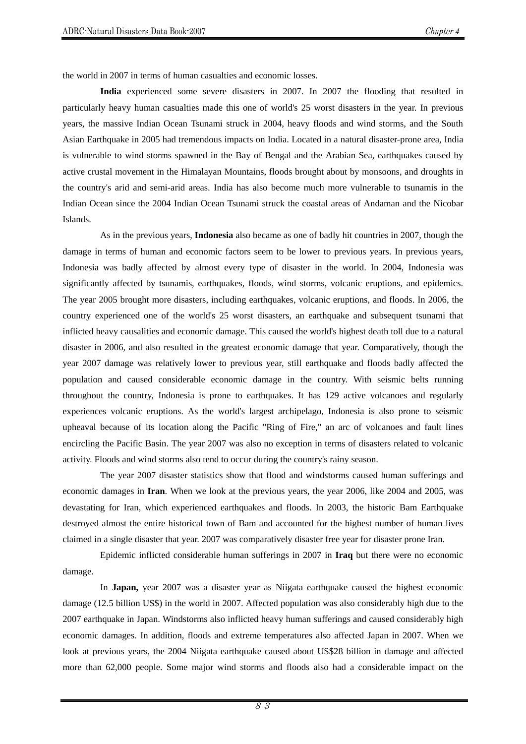the world in 2007 in terms of human casualties and economic losses.

**India** experienced some severe disasters in 2007. In 2007 the flooding that resulted in particularly heavy human casualties made this one of world's 25 worst disasters in the year. In previous years, the massive Indian Ocean Tsunami struck in 2004, heavy floods and wind storms, and the South Asian Earthquake in 2005 had tremendous impacts on India. Located in a natural disaster-prone area, India is vulnerable to wind storms spawned in the Bay of Bengal and the Arabian Sea, earthquakes caused by active crustal movement in the Himalayan Mountains, floods brought about by monsoons, and droughts in the country's arid and semi-arid areas. India has also become much more vulnerable to tsunamis in the Indian Ocean since the 2004 Indian Ocean Tsunami struck the coastal areas of Andaman and the Nicobar Islands.

As in the previous years, **Indonesia** also became as one of badly hit countries in 2007, though the damage in terms of human and economic factors seem to be lower to previous years. In previous years, Indonesia was badly affected by almost every type of disaster in the world. In 2004, Indonesia was significantly affected by tsunamis, earthquakes, floods, wind storms, volcanic eruptions, and epidemics. The year 2005 brought more disasters, including earthquakes, volcanic eruptions, and floods. In 2006, the country experienced one of the world's 25 worst disasters, an earthquake and subsequent tsunami that inflicted heavy causalities and economic damage. This caused the world's highest death toll due to a natural disaster in 2006, and also resulted in the greatest economic damage that year. Comparatively, though the year 2007 damage was relatively lower to previous year, still earthquake and floods badly affected the population and caused considerable economic damage in the country. With seismic belts running throughout the country, Indonesia is prone to earthquakes. It has 129 active volcanoes and regularly experiences volcanic eruptions. As the world's largest archipelago, Indonesia is also prone to seismic upheaval because of its location along the Pacific "Ring of Fire," an arc of volcanoes and fault lines encircling the Pacific Basin. The year 2007 was also no exception in terms of disasters related to volcanic activity. Floods and wind storms also tend to occur during the country's rainy season.

The year 2007 disaster statistics show that flood and windstorms caused human sufferings and economic damages in **Iran**. When we look at the previous years, the year 2006, like 2004 and 2005, was devastating for Iran, which experienced earthquakes and floods. In 2003, the historic Bam Earthquake destroyed almost the entire historical town of Bam and accounted for the highest number of human lives claimed in a single disaster that year. 2007 was comparatively disaster free year for disaster prone Iran.

Epidemic inflicted considerable human sufferings in 2007 in **Iraq** but there were no economic damage.

In **Japan,** year 2007 was a disaster year as Niigata earthquake caused the highest economic damage (12.5 billion US$) in the world in 2007. Affected population was also considerably high due to the 2007 earthquake in Japan. Windstorms also inflicted heavy human sufferings and caused considerably high economic damages. In addition, floods and extreme temperatures also affected Japan in 2007. When we look at previous years, the 2004 Niigata earthquake caused about US$28 billion in damage and affected more than 62,000 people. Some major wind storms and floods also had a considerable impact on the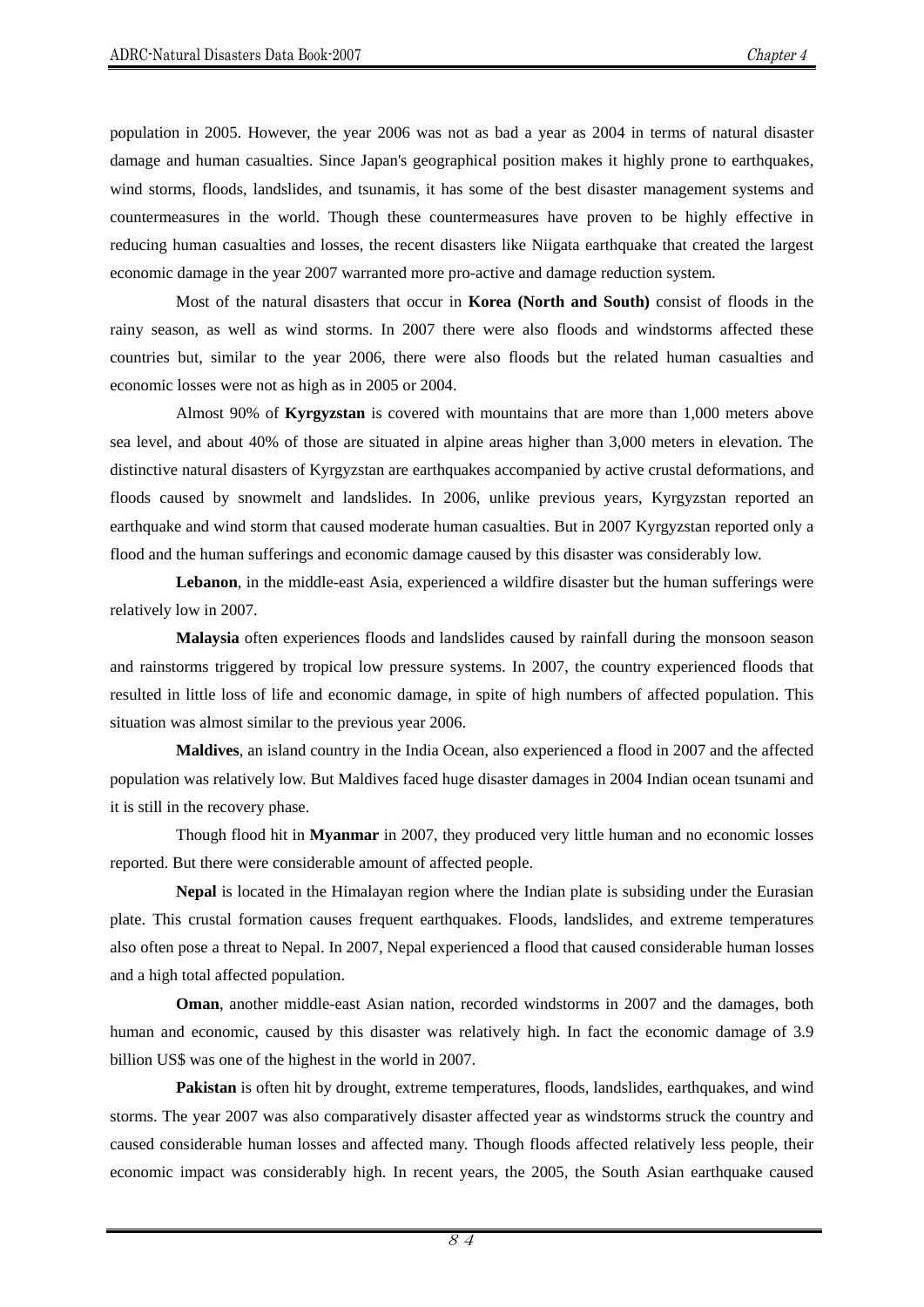population in 2005. However, the year 2006 was not as bad a year as 2004 in terms of natural disaster damage and human casualties. Since Japan's geographical position makes it highly prone to earthquakes, wind storms, floods, landslides, and tsunamis, it has some of the best disaster management systems and countermeasures in the world. Though these countermeasures have proven to be highly effective in reducing human casualties and losses, the recent disasters like Niigata earthquake that created the largest economic damage in the year 2007 warranted more pro-active and damage reduction system.

Most of the natural disasters that occur in **Korea (North and South)** consist of floods in the rainy season, as well as wind storms. In 2007 there were also floods and windstorms affected these countries but, similar to the year 2006, there were also floods but the related human casualties and economic losses were not as high as in 2005 or 2004.

Almost 90% of **Kyrgyzstan** is covered with mountains that are more than 1,000 meters above sea level, and about 40% of those are situated in alpine areas higher than 3,000 meters in elevation. The distinctive natural disasters of Kyrgyzstan are earthquakes accompanied by active crustal deformations, and floods caused by snowmelt and landslides. In 2006, unlike previous years, Kyrgyzstan reported an earthquake and wind storm that caused moderate human casualties. But in 2007 Kyrgyzstan reported only a flood and the human sufferings and economic damage caused by this disaster was considerably low.

**Lebanon**, in the middle-east Asia, experienced a wildfire disaster but the human sufferings were relatively low in 2007.

**Malaysia** often experiences floods and landslides caused by rainfall during the monsoon season and rainstorms triggered by tropical low pressure systems. In 2007, the country experienced floods that resulted in little loss of life and economic damage, in spite of high numbers of affected population. This situation was almost similar to the previous year 2006.

**Maldives**, an island country in the India Ocean, also experienced a flood in 2007 and the affected population was relatively low. But Maldives faced huge disaster damages in 2004 Indian ocean tsunami and it is still in the recovery phase.

Though flood hit in **Myanmar** in 2007, they produced very little human and no economic losses reported. But there were considerable amount of affected people.

**Nepal** is located in the Himalayan region where the Indian plate is subsiding under the Eurasian plate. This crustal formation causes frequent earthquakes. Floods, landslides, and extreme temperatures also often pose a threat to Nepal. In 2007, Nepal experienced a flood that caused considerable human losses and a high total affected population.

**Oman**, another middle-east Asian nation, recorded windstorms in 2007 and the damages, both human and economic, caused by this disaster was relatively high. In fact the economic damage of 3.9 billion US$ was one of the highest in the world in 2007.

**Pakistan** is often hit by drought, extreme temperatures, floods, landslides, earthquakes, and wind storms. The year 2007 was also comparatively disaster affected year as windstorms struck the country and caused considerable human losses and affected many. Though floods affected relatively less people, their economic impact was considerably high. In recent years, the 2005, the South Asian earthquake caused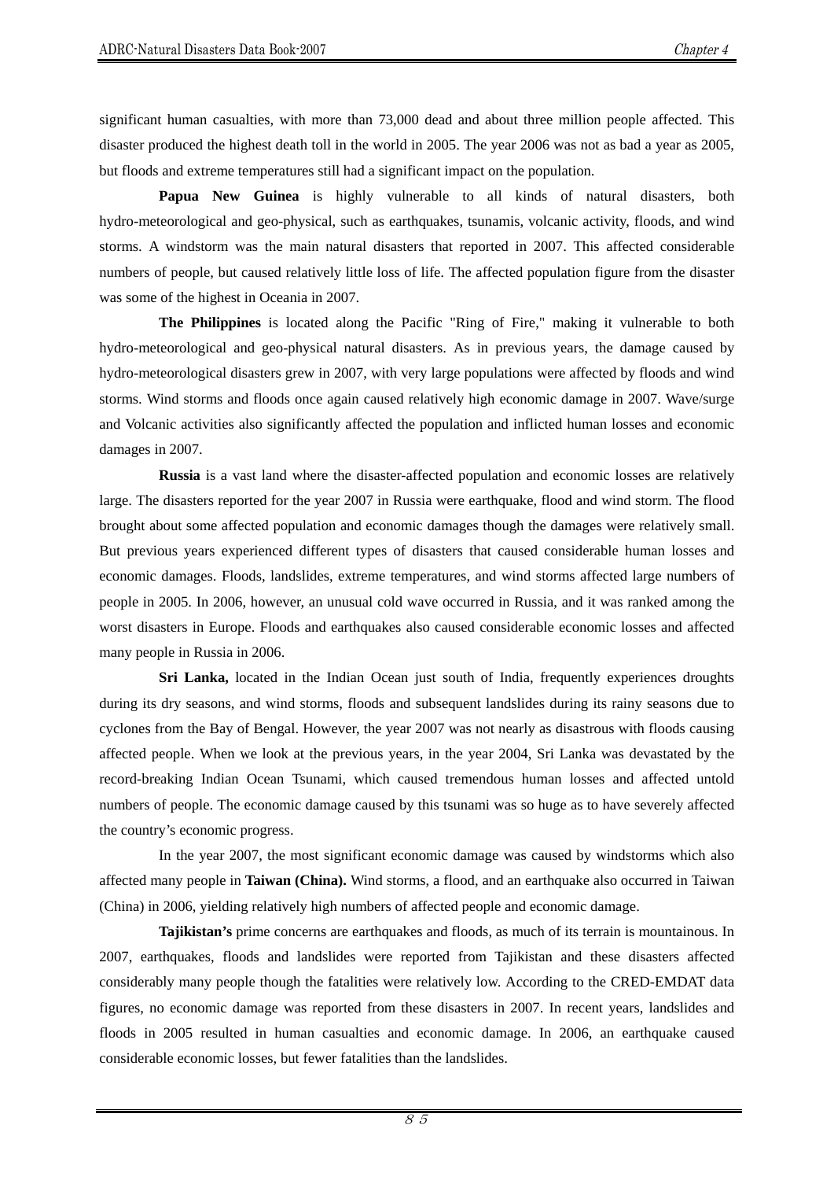significant human casualties, with more than 73,000 dead and about three million people affected. This disaster produced the highest death toll in the world in 2005. The year 2006 was not as bad a year as 2005, but floods and extreme temperatures still had a significant impact on the population.

**Papua New Guinea** is highly vulnerable to all kinds of natural disasters, both hydro-meteorological and geo-physical, such as earthquakes, tsunamis, volcanic activity, floods, and wind storms. A windstorm was the main natural disasters that reported in 2007. This affected considerable numbers of people, but caused relatively little loss of life. The affected population figure from the disaster was some of the highest in Oceania in 2007.

**The Philippines** is located along the Pacific "Ring of Fire," making it vulnerable to both hydro-meteorological and geo-physical natural disasters. As in previous years, the damage caused by hydro-meteorological disasters grew in 2007, with very large populations were affected by floods and wind storms. Wind storms and floods once again caused relatively high economic damage in 2007. Wave/surge and Volcanic activities also significantly affected the population and inflicted human losses and economic damages in 2007.

**Russia** is a vast land where the disaster-affected population and economic losses are relatively large. The disasters reported for the year 2007 in Russia were earthquake, flood and wind storm. The flood brought about some affected population and economic damages though the damages were relatively small. But previous years experienced different types of disasters that caused considerable human losses and economic damages. Floods, landslides, extreme temperatures, and wind storms affected large numbers of people in 2005. In 2006, however, an unusual cold wave occurred in Russia, and it was ranked among the worst disasters in Europe. Floods and earthquakes also caused considerable economic losses and affected many people in Russia in 2006.

**Sri Lanka,** located in the Indian Ocean just south of India, frequently experiences droughts during its dry seasons, and wind storms, floods and subsequent landslides during its rainy seasons due to cyclones from the Bay of Bengal. However, the year 2007 was not nearly as disastrous with floods causing affected people. When we look at the previous years, in the year 2004, Sri Lanka was devastated by the record-breaking Indian Ocean Tsunami, which caused tremendous human losses and affected untold numbers of people. The economic damage caused by this tsunami was so huge as to have severely affected the country's economic progress.

In the year 2007, the most significant economic damage was caused by windstorms which also affected many people in **Taiwan (China).** Wind storms, a flood, and an earthquake also occurred in Taiwan (China) in 2006, yielding relatively high numbers of affected people and economic damage.

**Tajikistan's** prime concerns are earthquakes and floods, as much of its terrain is mountainous. In 2007, earthquakes, floods and landslides were reported from Tajikistan and these disasters affected considerably many people though the fatalities were relatively low. According to the CRED-EMDAT data figures, no economic damage was reported from these disasters in 2007. In recent years, landslides and floods in 2005 resulted in human casualties and economic damage. In 2006, an earthquake caused considerable economic losses, but fewer fatalities than the landslides.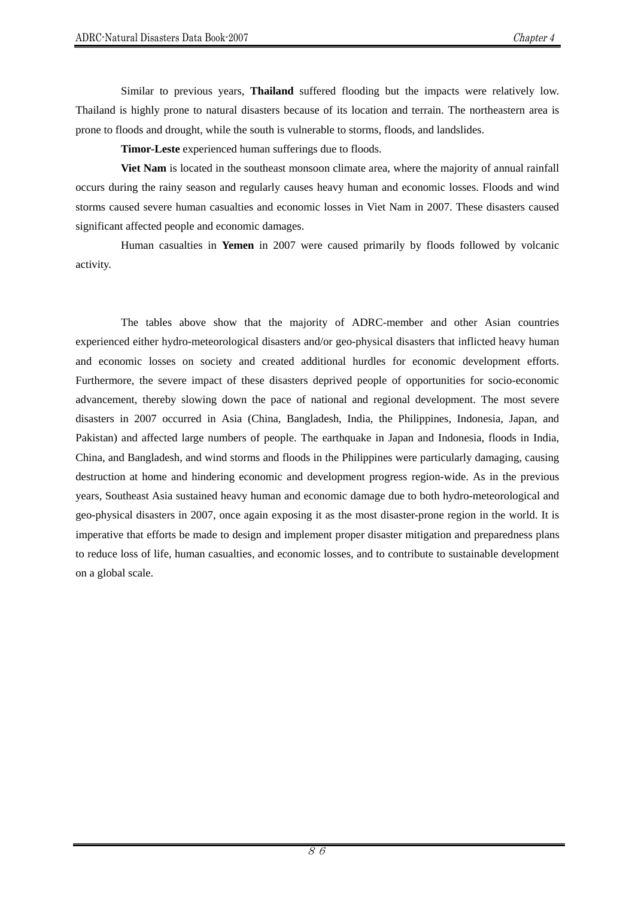Similar to previous years, **Thailand** suffered flooding but the impacts were relatively low. Thailand is highly prone to natural disasters because of its location and terrain. The northeastern area is prone to floods and drought, while the south is vulnerable to storms, floods, and landslides.

**Timor-Leste** experienced human sufferings due to floods.

**Viet Nam** is located in the southeast monsoon climate area, where the majority of annual rainfall occurs during the rainy season and regularly causes heavy human and economic losses. Floods and wind storms caused severe human casualties and economic losses in Viet Nam in 2007. These disasters caused significant affected people and economic damages.

Human casualties in **Yemen** in 2007 were caused primarily by floods followed by volcanic activity.

The tables above show that the majority of ADRC-member and other Asian countries experienced either hydro-meteorological disasters and/or geo-physical disasters that inflicted heavy human and economic losses on society and created additional hurdles for economic development efforts. Furthermore, the severe impact of these disasters deprived people of opportunities for socio-economic advancement, thereby slowing down the pace of national and regional development. The most severe disasters in 2007 occurred in Asia (China, Bangladesh, India, the Philippines, Indonesia, Japan, and Pakistan) and affected large numbers of people. The earthquake in Japan and Indonesia, floods in India, China, and Bangladesh, and wind storms and floods in the Philippines were particularly damaging, causing destruction at home and hindering economic and development progress region-wide. As in the previous years, Southeast Asia sustained heavy human and economic damage due to both hydro-meteorological and geo-physical disasters in 2007, once again exposing it as the most disaster-prone region in the world. It is imperative that efforts be made to design and implement proper disaster mitigation and preparedness plans to reduce loss of life, human casualties, and economic losses, and to contribute to sustainable development on a global scale.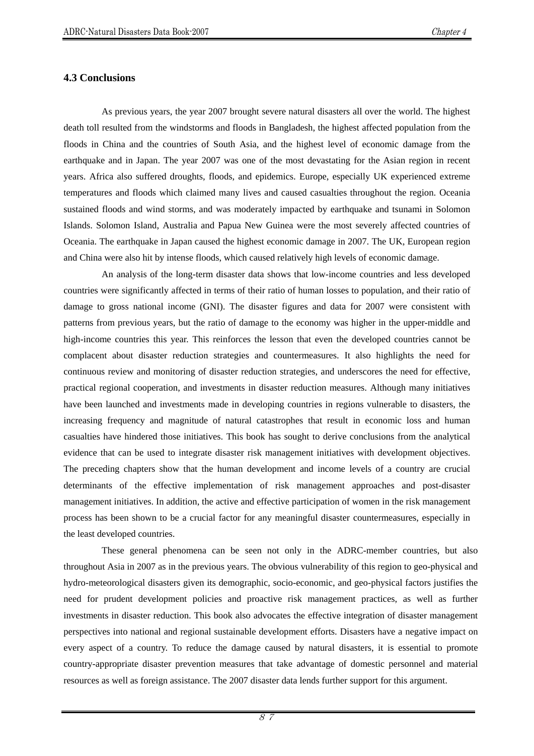### 4.3 Conclusions

As previous years, the year 2007 brought severe natural disasters all over the world. The highest death toll resulted from the windstorms and floods in Bangladesh, the highest affected population from the floods in China and the countries of South Asia, and the highest level of economic damage from the earthquake and in Japan. The year 2007 was one of the most devastating for the Asian region in recent years. Africa also suffered droughts, floods, and epidemics. Europe, especially UK experienced extreme temperatures and floods which claimed many lives and caused casualties throughout the region. Oceania sustained floods and wind storms, and was moderately impacted by earthquake and tsunami in Solomon Islands. Solomon Island, Australia and Papua New Guinea were the most severely affected countries of Oceania. The earthquake in Japan caused the highest economic damage in 2007. The UK, European region and China were also hit by intense floods, which caused relatively high levels of economic damage.

An analysis of the long-term disaster data shows that low-income countries and less developed countries were significantly affected in terms of their ratio of human losses to population, and their ratio of damage to gross national income (GNI). The disaster figures and data for 2007 were consistent with patterns from previous years, but the ratio of damage to the economy was higher in the upper-middle and high-income countries this year. This reinforces the lesson that even the developed countries cannot be complacent about disaster reduction strategies and countermeasures. It also highlights the need for continuous review and monitoring of disaster reduction strategies, and underscores the need for effective, practical regional cooperation, and investments in disaster reduction measures. Although many initiatives have been launched and investments made in developing countries in regions vulnerable to disasters, the increasing frequency and magnitude of natural catastrophes that result in economic loss and human casualties have hindered those initiatives. This book has sought to derive conclusions from the analytical evidence that can be used to integrate disaster risk management initiatives with development objectives. The preceding chapters show that the human development and income levels of a country are crucial determinants of the effective implementation of risk management approaches and post-disaster management initiatives. In addition, the active and effective participation of women in the risk management process has been shown to be a crucial factor for any meaningful disaster countermeasures, especially in the least developed countries.

These general phenomena can be seen not only in the ADRC-member countries, but also throughout Asia in 2007 as in the previous years. The obvious vulnerability of this region to geo-physical and hydro-meteorological disasters given its demographic, socio-economic, and geo-physical factors justifies the need for prudent development policies and proactive risk management practices, as well as further investments in disaster reduction. This book also advocates the effective integration of disaster management perspectives into national and regional sustainable development efforts. Disasters have a negative impact on every aspect of a country. To reduce the damage caused by natural disasters, it is essential to promote country-appropriate disaster prevention measures that take advantage of domestic personnel and material resources as well as foreign assistance. The 2007 disaster data lends further support for this argument.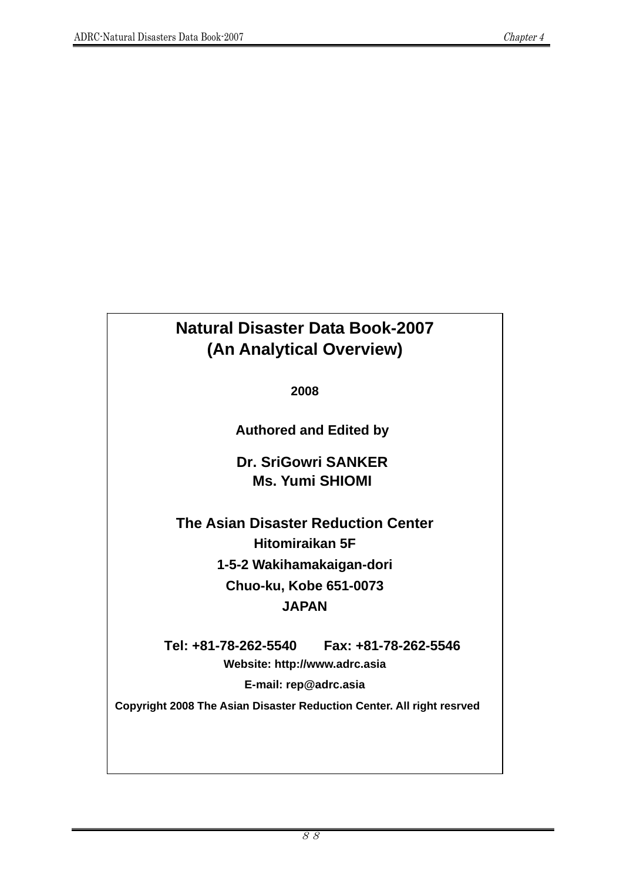# Natural Disaster Data Book-2007
# (An Analytical Overview)

**2008**

**Authored and Edited by**

**Dr. SriGowri SANKER**
**Ms. Yumi SHIOMI**

**The Asian Disaster Reduction Center**
**Hitomiraikan 5F**
**1-5-2 Wakihamakaigan-dori**
**Chuo-ku, Kobe 651-0073**
**JAPAN**

**Tel: +81-78-262-5540 Fax: +81-78-262-5546**
**Website: http://www.adrc.asia**
**E-mail: rep@adrc.asia**

**Copyright 2008 The Asian Disaster Reduction Center. All right resrved**